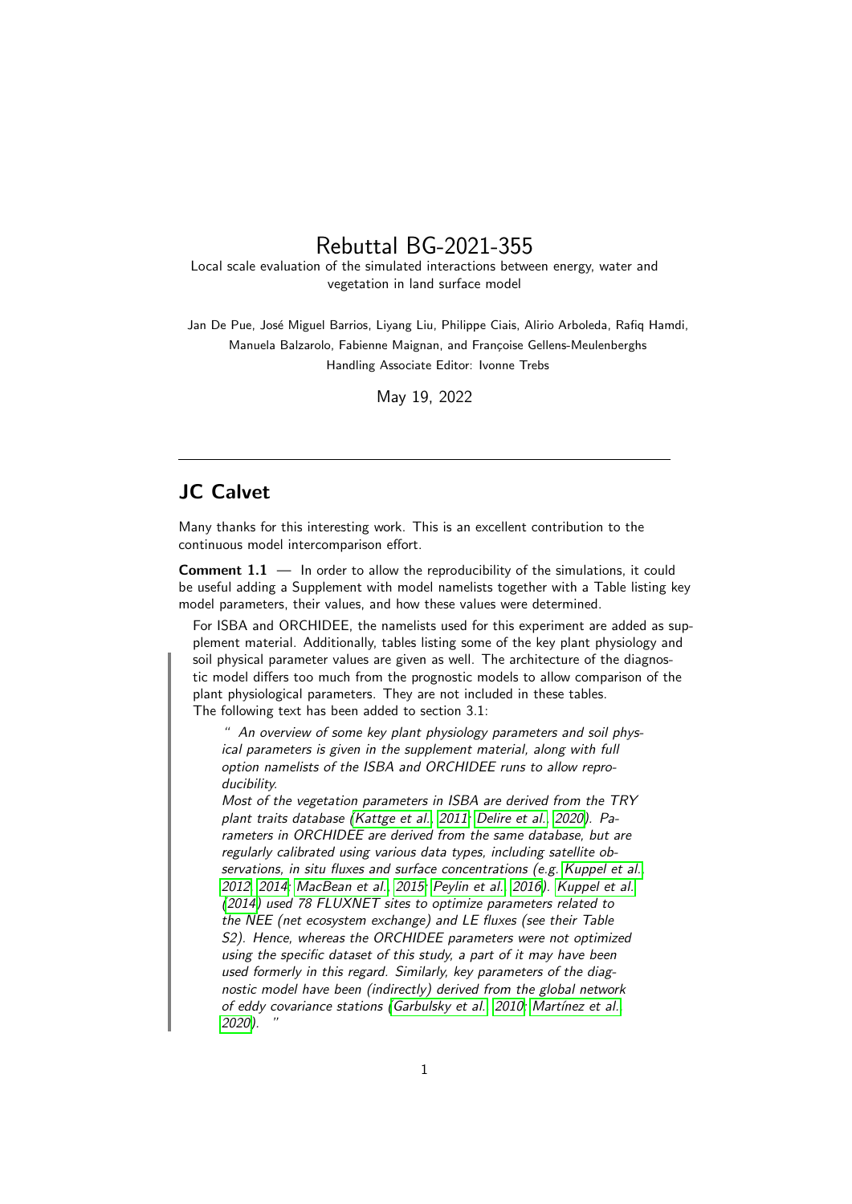# Rebuttal BG-2021-355

Local scale evaluation of the simulated interactions between energy, water and vegetation in land surface model

Jan De Pue, José Miguel Barrios, Liyang Liu, Philippe Ciais, Alirio Arboleda, Rafiq Hamdi, Manuela Balzarolo, Fabienne Maignan, and Françoise Gellens-Meulenberghs

Handling Associate Editor: Ivonne Trebs

May 19, 2022

---

## JC Calvet

Many thanks for this interesting work. This is an excellent contribution to the continuous model intercomparison effort.

**Comment 1.1** — In order to allow the reproducibility of the simulations, it could be useful adding a Supplement with model namelists together with a Table listing key model parameters, their values, and how these values were determined.

> For ISBA and ORCHIDEE, the namelists used for this experiment are added as supplement material. Additionally, tables listing some of the key plant physiology and soil physical parameter values are given as well. The architecture of the diagnostic model differs too much from the prognostic models to allow comparison of the plant physiological parameters. They are not included in these tables.
> The following text has been added to section 3.1:
>
> > " *An overview of some key plant physiology parameters and soil physical parameters is given in the supplement material, along with full option namelists of the ISBA and ORCHIDEE runs to allow reproducibility.*
> > *Most of the vegetation parameters in ISBA are derived from the TRY plant traits database (Kattge et al., 2011; Delire et al., 2020). Parameters in ORCHIDEE are derived from the same database, but are regularly calibrated using various data types, including satellite observations, in situ fluxes and surface concentrations (e.g. Kuppel et al., 2012, 2014; MacBean et al., 2015; Peylin et al., 2016). Kuppel et al. (2014) used 78 FLUXNET sites to optimize parameters related to the NEE (net ecosystem exchange) and LE fluxes (see their Table S2). Hence, whereas the ORCHIDEE parameters were not optimized using the specific dataset of this study, a part of it may have been used formerly in this regard. Similarly, key parameters of the diagnostic model have been (indirectly) derived from the global network of eddy covariance stations (Garbulsky et al., 2010; Martínez et al., 2020).* "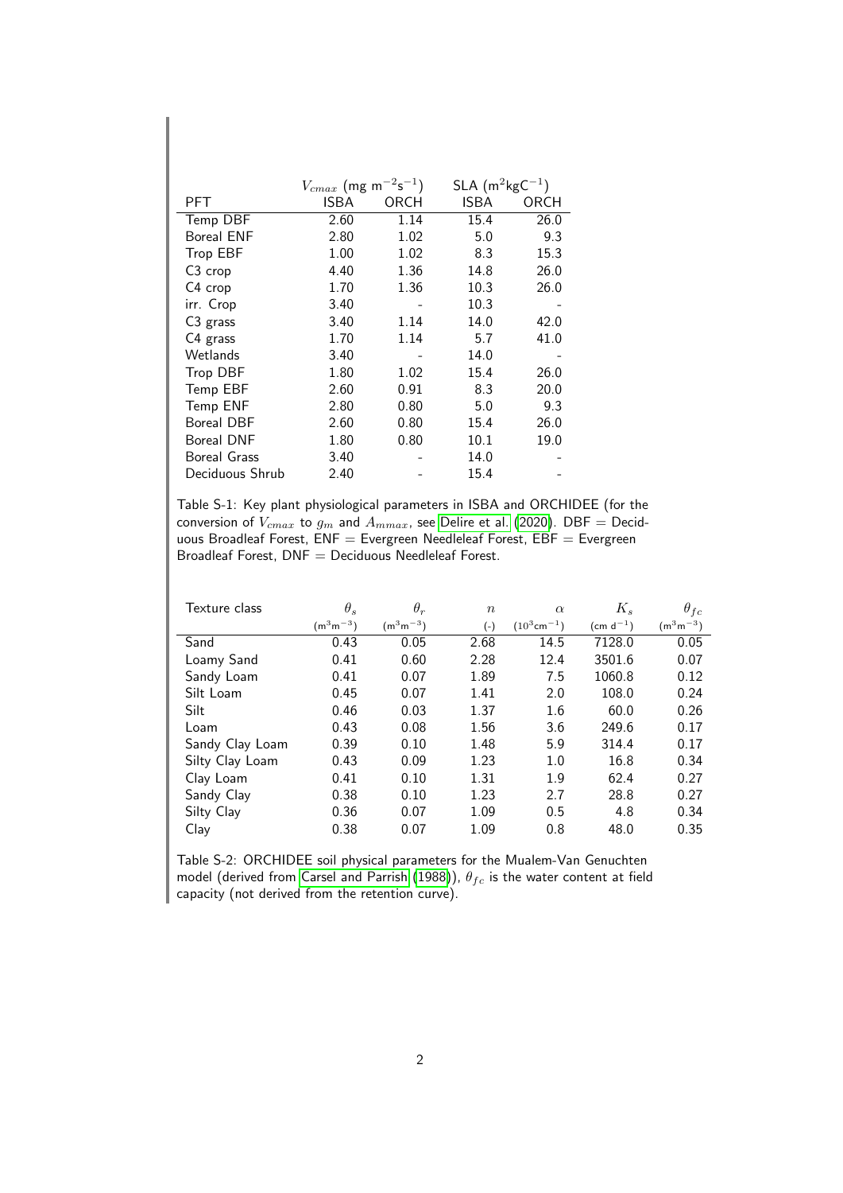| | $V_{cmax}$ (mg m$^{-2}$s$^{-1}$) | | SLA (m$^2$kgC$^{-1}$) | |
|---|---|---|---|---|
| PFT | ISBA | ORCH | ISBA | ORCH |
| Temp DBF | 2.60 | 1.14 | 15.4 | 26.0 |
| Boreal ENF | 2.80 | 1.02 | 5.0 | 9.3 |
| Trop EBF | 1.00 | 1.02 | 8.3 | 15.3 |
| C3 crop | 4.40 | 1.36 | 14.8 | 26.0 |
| C4 crop | 1.70 | 1.36 | 10.3 | 26.0 |
| irr. Crop | 3.40 | - | 10.3 | - |
| C3 grass | 3.40 | 1.14 | 14.0 | 42.0 |
| C4 grass | 1.70 | 1.14 | 5.7 | 41.0 |
| Wetlands | 3.40 | - | 14.0 | - |
| Trop DBF | 1.80 | 1.02 | 15.4 | 26.0 |
| Temp EBF | 2.60 | 0.91 | 8.3 | 20.0 |
| Temp ENF | 2.80 | 0.80 | 5.0 | 9.3 |
| Boreal DBF | 2.60 | 0.80 | 15.4 | 26.0 |
| Boreal DNF | 1.80 | 0.80 | 10.1 | 19.0 |
| Boreal Grass | 3.40 | - | 14.0 | - |
| Deciduous Shrub | 2.40 | - | 15.4 | - |

Table S-1: Key plant physiological parameters in ISBA and ORCHIDEE (for the conversion of $V_{cmax}$ to $g_m$ and $A_{mmax}$, see Delire et al. (2020). DBF = Deciduous Broadleaf Forest, ENF = Evergreen Needleleaf Forest, EBF = Evergreen Broadleaf Forest, DNF = Deciduous Needleleaf Forest.

| Texture class | $\theta_s$ (m$^3$m$^{-3}$) | $\theta_r$ (m$^3$m$^{-3}$) | $n$ (-) | $\alpha$ ($10^3$cm$^{-1}$) | $K_s$ (cm d$^{-1}$) | $\theta_{fc}$ (m$^3$m$^{-3}$) |
|---|---|---|---|---|---|---|
| Sand | 0.43 | 0.05 | 2.68 | 14.5 | 7128.0 | 0.05 |
| Loamy Sand | 0.41 | 0.60 | 2.28 | 12.4 | 3501.6 | 0.07 |
| Sandy Loam | 0.41 | 0.07 | 1.89 | 7.5 | 1060.8 | 0.12 |
| Silt Loam | 0.45 | 0.07 | 1.41 | 2.0 | 108.0 | 0.24 |
| Silt | 0.46 | 0.03 | 1.37 | 1.6 | 60.0 | 0.26 |
| Loam | 0.43 | 0.08 | 1.56 | 3.6 | 249.6 | 0.17 |
| Sandy Clay Loam | 0.39 | 0.10 | 1.48 | 5.9 | 314.4 | 0.17 |
| Silty Clay Loam | 0.43 | 0.09 | 1.23 | 1.0 | 16.8 | 0.34 |
| Clay Loam | 0.41 | 0.10 | 1.31 | 1.9 | 62.4 | 0.27 |
| Sandy Clay | 0.38 | 0.10 | 1.23 | 2.7 | 28.8 | 0.27 |
| Silty Clay | 0.36 | 0.07 | 1.09 | 0.5 | 4.8 | 0.34 |
| Clay | 0.38 | 0.07 | 1.09 | 0.8 | 48.0 | 0.35 |

Table S-2: ORCHIDEE soil physical parameters for the Mualem-Van Genuchten model (derived from Carsel and Parrish (1988)), $\theta_{fc}$ is the water content at field capacity (not derived from the retention curve).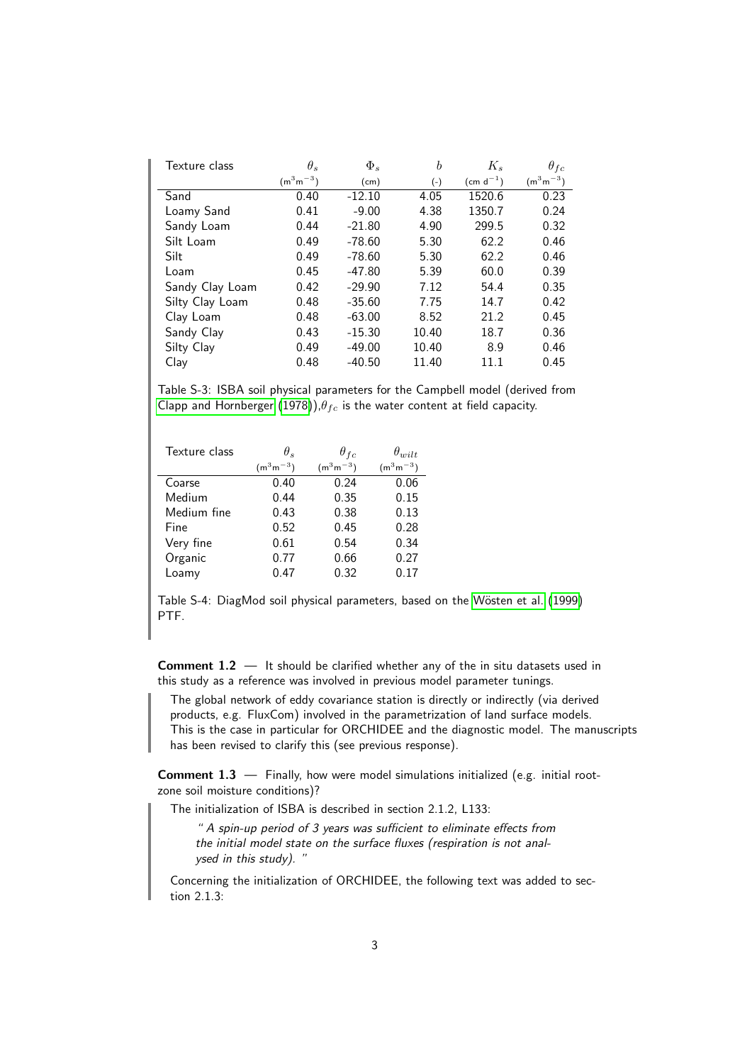| Texture class | $\theta_s$ | $\Phi_s$ | $b$ | $K_s$ | $\theta_{fc}$ |
|---|---|---|---|---|---|
| | ($m^3m^{-3}$) | (cm) | (-) | (cm $d^{-1}$) | ($m^3m^{-3}$) |
| Sand | 0.40 | -12.10 | 4.05 | 1520.6 | 0.23 |
| Loamy Sand | 0.41 | -9.00 | 4.38 | 1350.7 | 0.24 |
| Sandy Loam | 0.44 | -21.80 | 4.90 | 299.5 | 0.32 |
| Silt Loam | 0.49 | -78.60 | 5.30 | 62.2 | 0.46 |
| Silt | 0.49 | -78.60 | 5.30 | 62.2 | 0.46 |
| Loam | 0.45 | -47.80 | 5.39 | 60.0 | 0.39 |
| Sandy Clay Loam | 0.42 | -29.90 | 7.12 | 54.4 | 0.35 |
| Silty Clay Loam | 0.48 | -35.60 | 7.75 | 14.7 | 0.42 |
| Clay Loam | 0.48 | -63.00 | 8.52 | 21.2 | 0.45 |
| Sandy Clay | 0.43 | -15.30 | 10.40 | 18.7 | 0.36 |
| Silty Clay | 0.49 | -49.00 | 10.40 | 8.9 | 0.46 |
| Clay | 0.48 | -40.50 | 11.40 | 11.1 | 0.45 |

Table S-3: ISBA soil physical parameters for the Campbell model (derived from Clapp and Hornberger (1978)),$\theta_{fc}$ is the water content at field capacity.

| Texture class | $\theta_s$ | $\theta_{fc}$ | $\theta_{wilt}$ |
|---|---|---|---|
| | ($m^3m^{-3}$) | ($m^3m^{-3}$) | ($m^3m^{-3}$) |
| Coarse | 0.40 | 0.24 | 0.06 |
| Medium | 0.44 | 0.35 | 0.15 |
| Medium fine | 0.43 | 0.38 | 0.13 |
| Fine | 0.52 | 0.45 | 0.28 |
| Very fine | 0.61 | 0.54 | 0.34 |
| Organic | 0.77 | 0.66 | 0.27 |
| Loamy | 0.47 | 0.32 | 0.17 |

Table S-4: DiagMod soil physical parameters, based on the Wösten et al. (1999) PTF.

**Comment 1.2** — It should be clarified whether any of the in situ datasets used in this study as a reference was involved in previous model parameter tunings.

> The global network of eddy covariance station is directly or indirectly (via derived products, e.g. FluxCom) involved in the parametrization of land surface models. This is the case in particular for ORCHIDEE and the diagnostic model. The manuscripts has been revised to clarify this (see previous response).

**Comment 1.3** — Finally, how were model simulations initialized (e.g. initial root-zone soil moisture conditions)?

> The initialization of ISBA is described in section 2.1.2, L133:
>
> *" A spin-up period of 3 years was sufficient to eliminate effects from the initial model state on the surface fluxes (respiration is not analysed in this study). "*
>
> Concerning the initialization of ORCHIDEE, the following text was added to section 2.1.3: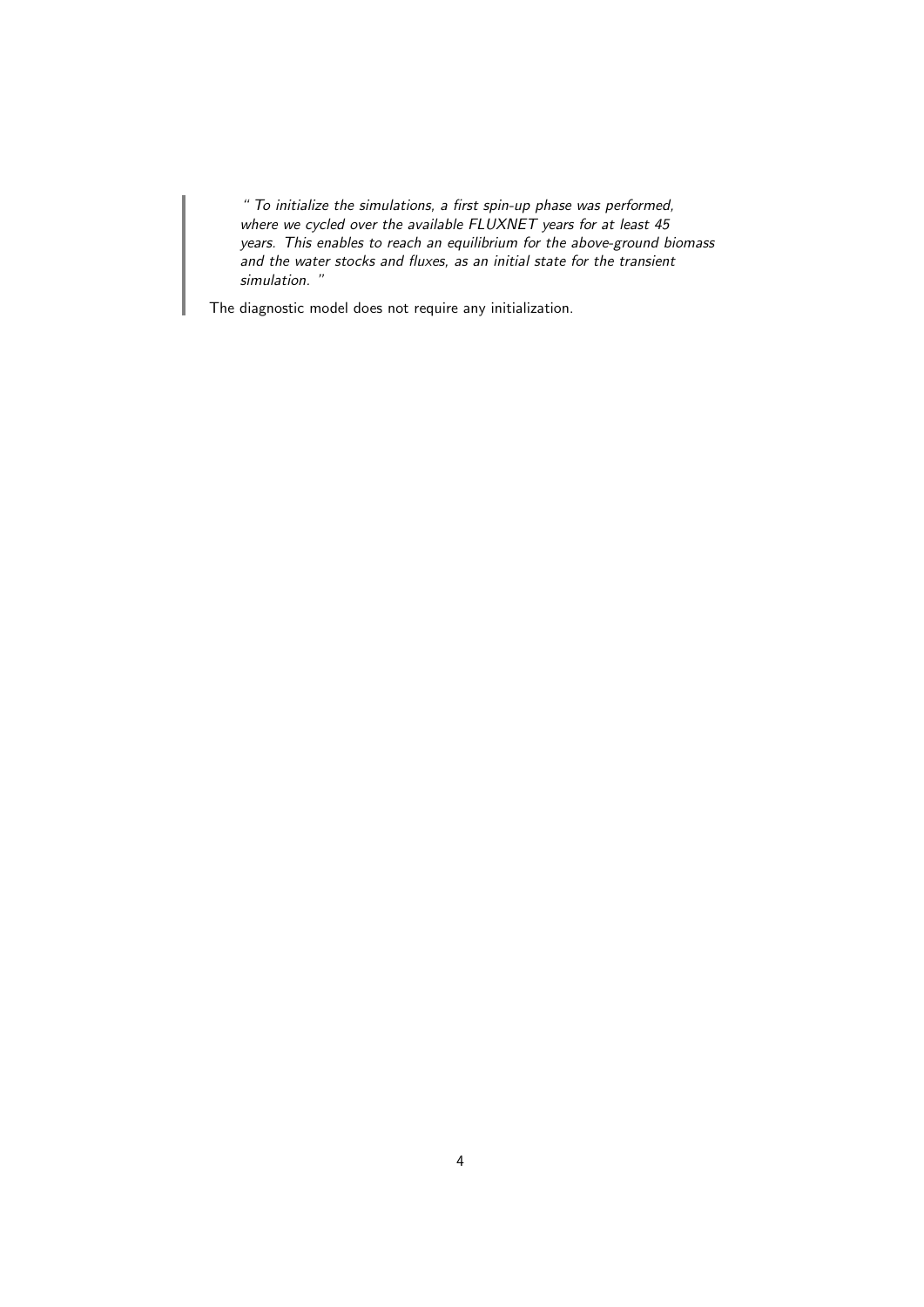> *" To initialize the simulations, a first spin-up phase was performed, where we cycled over the available FLUXNET years for at least 45 years. This enables to reach an equilibrium for the above-ground biomass and the water stocks and fluxes, as an initial state for the transient simulation. "*
>
> The diagnostic model does not require any initialization.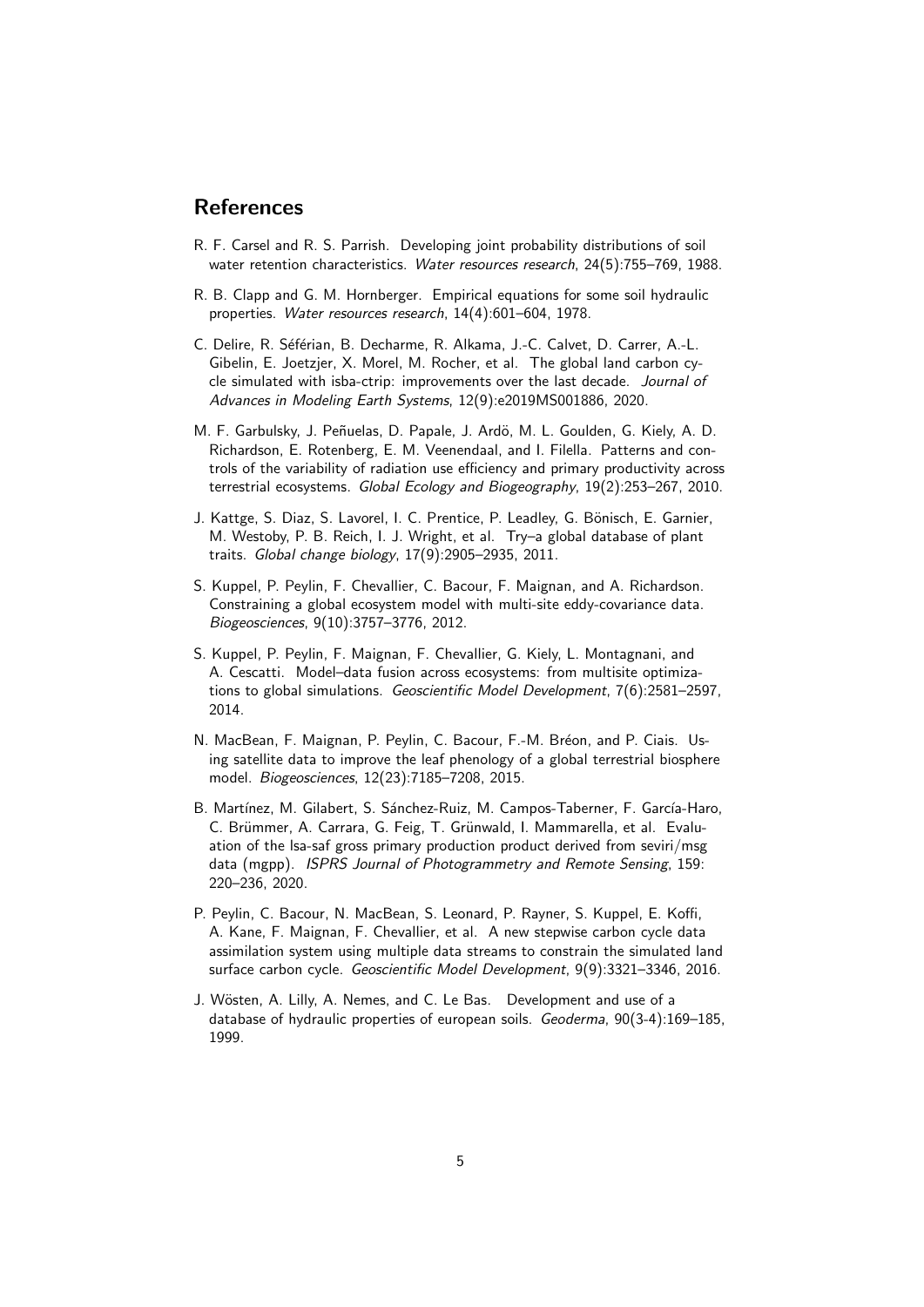## References

R. F. Carsel and R. S. Parrish. Developing joint probability distributions of soil water retention characteristics. *Water resources research*, 24(5):755–769, 1988.

R. B. Clapp and G. M. Hornberger. Empirical equations for some soil hydraulic properties. *Water resources research*, 14(4):601–604, 1978.

C. Delire, R. Séférian, B. Decharme, R. Alkama, J.-C. Calvet, D. Carrer, A.-L. Gibelin, E. Joetzjer, X. Morel, M. Rocher, et al. The global land carbon cycle simulated with isba-ctrip: improvements over the last decade. *Journal of Advances in Modeling Earth Systems*, 12(9):e2019MS001886, 2020.

M. F. Garbulsky, J. Peñuelas, D. Papale, J. Ardö, M. L. Goulden, G. Kiely, A. D. Richardson, E. Rotenberg, E. M. Veenendaal, and I. Filella. Patterns and controls of the variability of radiation use efficiency and primary productivity across terrestrial ecosystems. *Global Ecology and Biogeography*, 19(2):253–267, 2010.

J. Kattge, S. Diaz, S. Lavorel, I. C. Prentice, P. Leadley, G. Bönisch, E. Garnier, M. Westoby, P. B. Reich, I. J. Wright, et al. Try–a global database of plant traits. *Global change biology*, 17(9):2905–2935, 2011.

S. Kuppel, P. Peylin, F. Chevallier, C. Bacour, F. Maignan, and A. Richardson. Constraining a global ecosystem model with multi-site eddy-covariance data. *Biogeosciences*, 9(10):3757–3776, 2012.

S. Kuppel, P. Peylin, F. Maignan, F. Chevallier, G. Kiely, L. Montagnani, and A. Cescatti. Model–data fusion across ecosystems: from multisite optimizations to global simulations. *Geoscientific Model Development*, 7(6):2581–2597, 2014.

N. MacBean, F. Maignan, P. Peylin, C. Bacour, F.-M. Bréon, and P. Ciais. Using satellite data to improve the leaf phenology of a global terrestrial biosphere model. *Biogeosciences*, 12(23):7185–7208, 2015.

B. Martínez, M. Gilabert, S. Sánchez-Ruiz, M. Campos-Taberner, F. García-Haro, C. Brümmer, A. Carrara, G. Feig, T. Grünwald, I. Mammarella, et al. Evaluation of the lsa-saf gross primary production product derived from seviri/msg data (mgpp). *ISPRS Journal of Photogrammetry and Remote Sensing*, 159: 220–236, 2020.

P. Peylin, C. Bacour, N. MacBean, S. Leonard, P. Rayner, S. Kuppel, E. Koffi, A. Kane, F. Maignan, F. Chevallier, et al. A new stepwise carbon cycle data assimilation system using multiple data streams to constrain the simulated land surface carbon cycle. *Geoscientific Model Development*, 9(9):3321–3346, 2016.

J. Wösten, A. Lilly, A. Nemes, and C. Le Bas. Development and use of a database of hydraulic properties of european soils. *Geoderma*, 90(3-4):169–185, 1999.